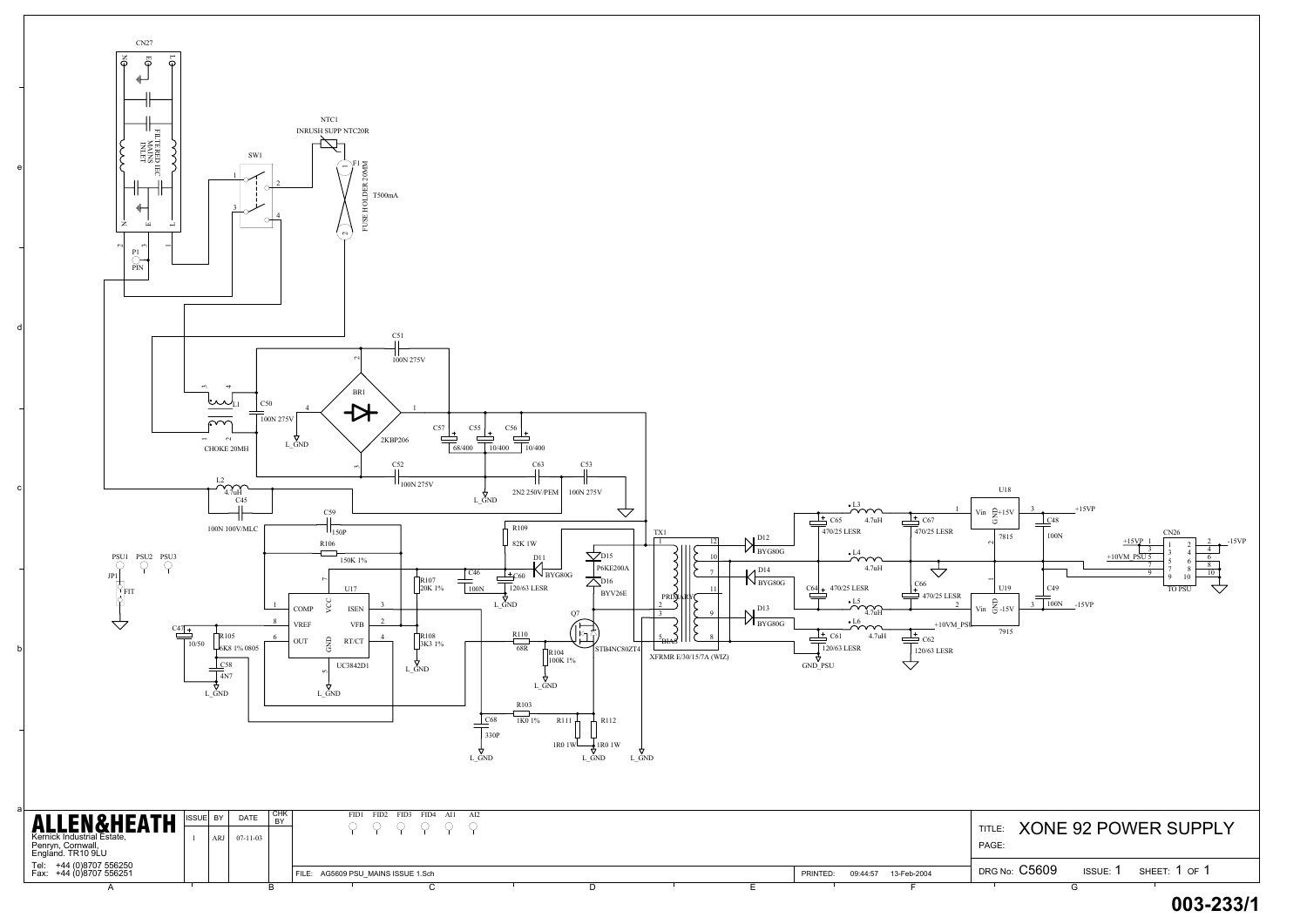# XONE 92 POWER SUPPLY

CN27 — FILTERED IEC MAINS INLET (N, E, L)

NTC1 — INRUSH SUPP NTC20R

SW1

F1 — FUSE HOLDER 20MM — T500mA

P1 — PIN

L1 — CHOKE 20MH

C50 — 100N 275V

C51 — 100N 275V

C52 — 100N 275V

BR1 — 2KBP206

C57 — 68/400

C55 — 10/400

C56 — 10/400

C63 — 2N2 250V/PEM

C53 — 100N 275V

L2 — 4.7uH

C45 — 100N 100V/MLC

C59 — 150P

R106 — 150K 1%

R109 — 82K 1W

R107 — 20K 1%

R108 — 3K3 1%

C46 — 100N

C60 — 120/63 LESR

D11 — BYG80G

D15 — P6KE200A

D16 — BYV26E

U17 — UC3842D1 (COMP, VREF, OUT, VCC, GND, ISEN, VFB, RT/CT)

C47 — 10/50

R105 — 6K8 1% 0805

C58 — 4N7

R110 — 68R

R104 — 100K 1%

Q7 — STB4NC80ZT4

R103 — 1K0 1%

C68 — 330P

R111 — 1R0 1W

R112 — 1R0 1W

TX1 — XFRMR E/30/15/7A (WIZ) — PRIMARY, BIAS

D12 — BYG80G

D14 — BYG80G

D13 — BYG80G

C65 — 470/25 LESR

L3 — 4.7uH

C67 — 470/25 LESR

L4 — 4.7uH

C64 — 470/25 LESR

C66 — 470/25 LESR

L5 — 4.7uH

C61 — 120/63 LESR

L6 — 4.7uH

C62 — 120/63 LESR

GND_PSU

+10VM_PSU

U18 — 7815 (Vin, GND, +15V)

C48 — 100N

U19 — 7915 (Vin, GND, -15V)

C49 — 100N

+15VP

-15VP

CN26 — TO PSU (+15VP, +10VM_PSU, -15VP)

PSU1 PSU2 PSU3

JP1 — FIT

L_GND

FID1 FID2 FID3 FID4 AI1 AI2

**ALLEN&HEATH**
Kernick Industrial Estate,
Penryn, Cornwall,
England. TR10 9LU
Tel: +44 (0)8707 556250
Fax: +44 (0)8707 556251

| ISSUE | BY | DATE | CHK BY |
|---|---|---|---|
| 1 | ARJ | 07-11-03 | |

FILE: AG5609 PSU_MAINS ISSUE 1.Sch

PRINTED: 09:44:57 13-Feb-2004

TITLE: XONE 92 POWER SUPPLY

PAGE:

DRG No: C5609 ISSUE: 1 SHEET: 1 OF 1

003-233/1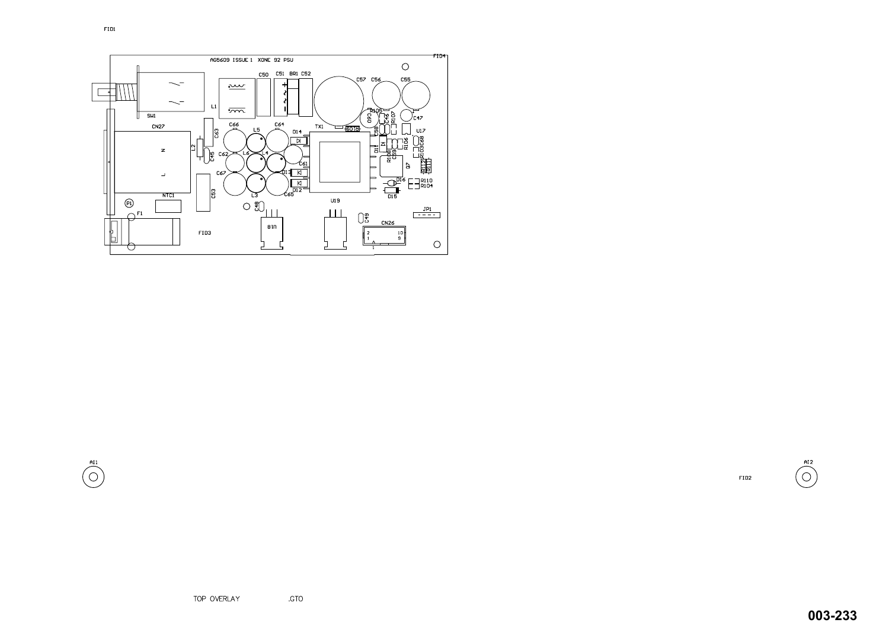FID1

AG5609 ISSUE 1 XONE 92 PSU

FID4

SW1

CN27

L1

C50 C51 BR1 C52 C57 C56 C55

R105 C60 C46 R107 C47

C63 L2 C45

C66 L5 C64 D14 TX1 R108

C58 R106 U17 C68 R103

C62 L6 L4 C61 D11 C59 R101 Q7 R112 R111

C67 D13 D12 L3 C65 D16 R110 R104 D15

N

L

NTC1 C53

P1 F1 C48 U18 U19 C49 JP1

CN26

2 10
1 9

FID3

AI1

AI2

FID2

TOP OVERLAY .GTO

003-233